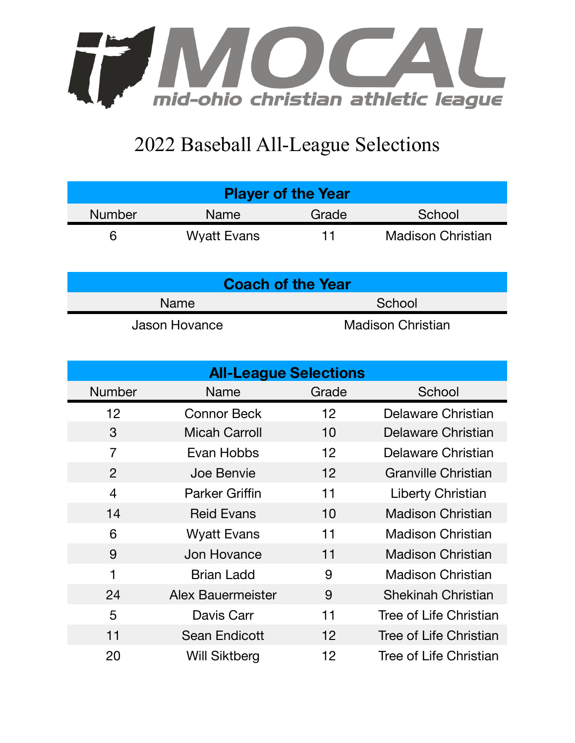MOCAL

mid-ohio christian athletic league

# 2022 Baseball All-League Selections

## Player of the Year

| Number | Name | Grade | School |
|---|---|---|---|
| 6 | Wyatt Evans | 11 | Madison Christian |

## Coach of the Year

| Name | School |
|---|---|
| Jason Hovance | Madison Christian |

## All-League Selections

| Number | Name | Grade | School |
|---|---|---|---|
| 12 | Connor Beck | 12 | Delaware Christian |
| 3 | Micah Carroll | 10 | Delaware Christian |
| 7 | Evan Hobbs | 12 | Delaware Christian |
| 2 | Joe Benvie | 12 | Granville Christian |
| 4 | Parker Griffin | 11 | Liberty Christian |
| 14 | Reid Evans | 10 | Madison Christian |
| 6 | Wyatt Evans | 11 | Madison Christian |
| 9 | Jon Hovance | 11 | Madison Christian |
| 1 | Brian Ladd | 9 | Madison Christian |
| 24 | Alex Bauermeister | 9 | Shekinah Christian |
| 5 | Davis Carr | 11 | Tree of Life Christian |
| 11 | Sean Endicott | 12 | Tree of Life Christian |
| 20 | Will Siktberg | 12 | Tree of Life Christian |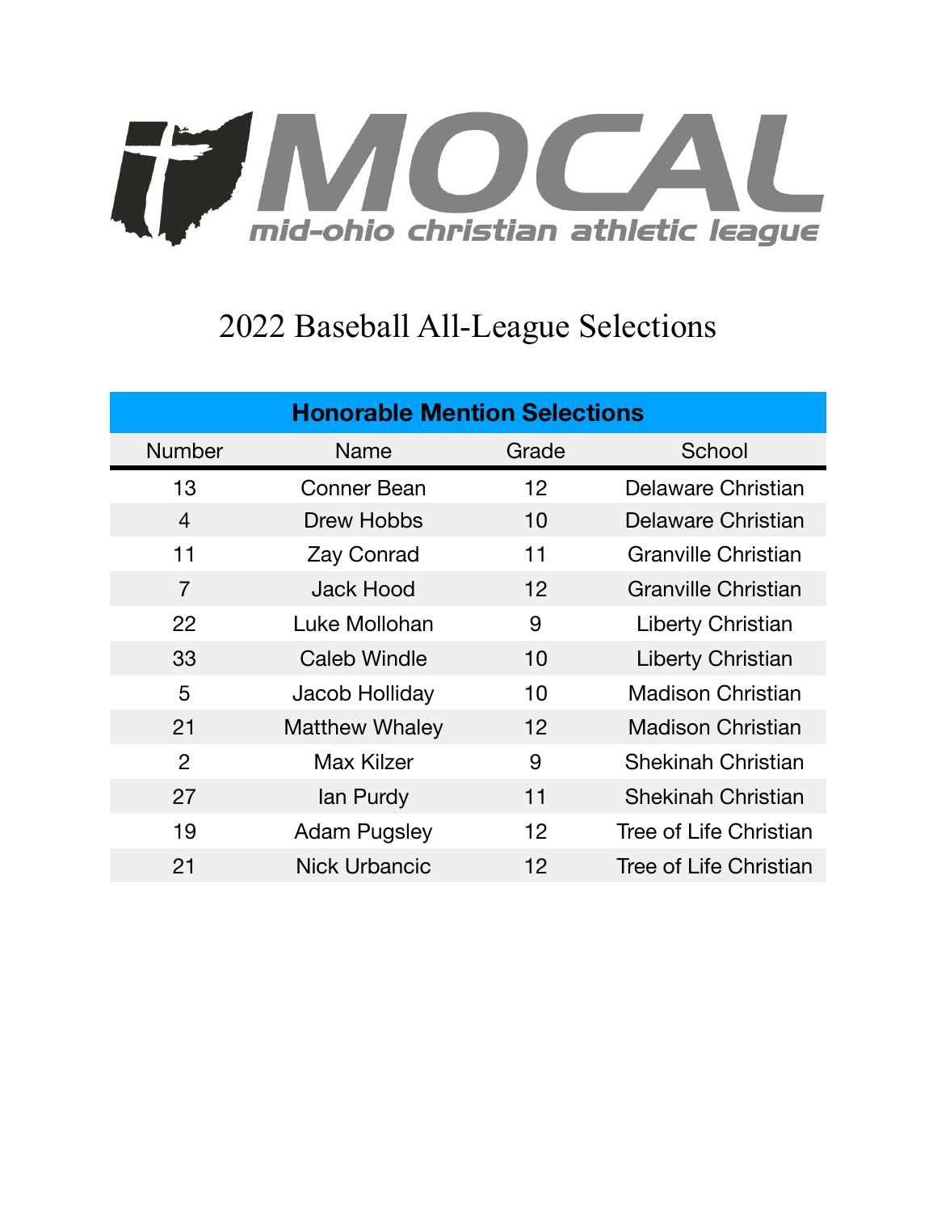MOCAL

mid-ohio christian athletic league

# 2022 Baseball All-League Selections

## Honorable Mention Selections

| Number | Name | Grade | School |
|---|---|---|---|
| 13 | Conner Bean | 12 | Delaware Christian |
| 4 | Drew Hobbs | 10 | Delaware Christian |
| 11 | Zay Conrad | 11 | Granville Christian |
| 7 | Jack Hood | 12 | Granville Christian |
| 22 | Luke Mollohan | 9 | Liberty Christian |
| 33 | Caleb Windle | 10 | Liberty Christian |
| 5 | Jacob Holliday | 10 | Madison Christian |
| 21 | Matthew Whaley | 12 | Madison Christian |
| 2 | Max Kilzer | 9 | Shekinah Christian |
| 27 | Ian Purdy | 11 | Shekinah Christian |
| 19 | Adam Pugsley | 12 | Tree of Life Christian |
| 21 | Nick Urbancic | 12 | Tree of Life Christian |